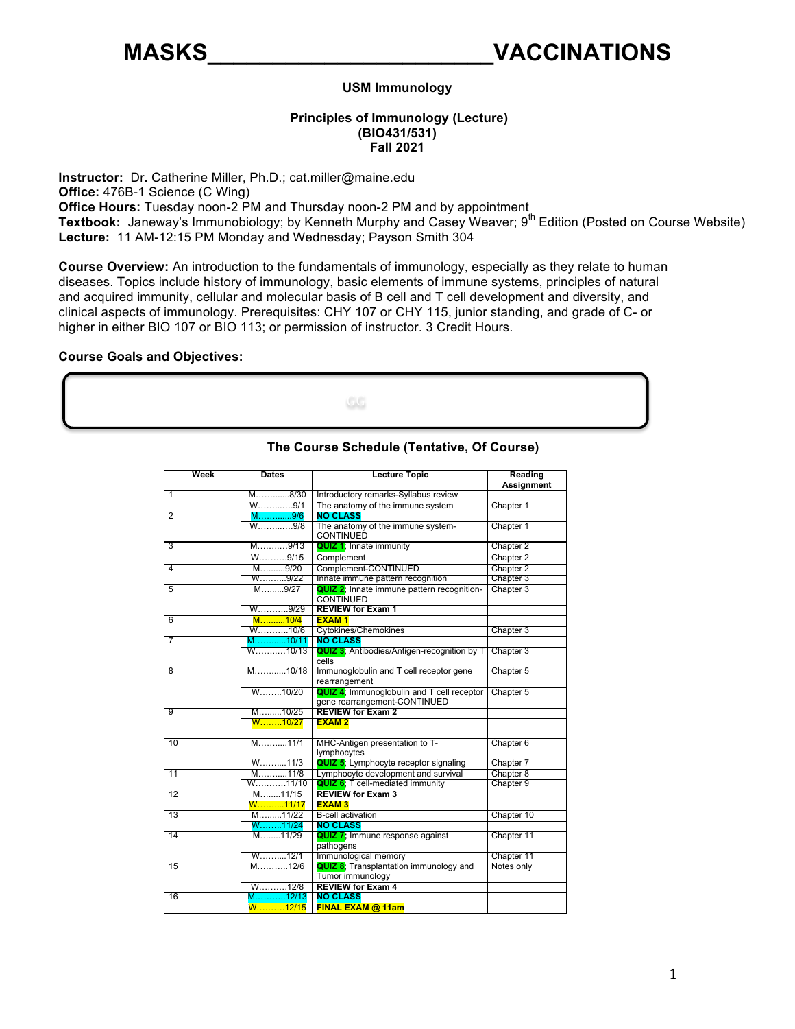# MASKS________________________VACCINATIONS

**USM Immunology**

**Principles of Immunology (Lecture)**
**(BIO431/531)**
**Fall 2021**

**Instructor:** Dr. Catherine Miller, Ph.D.; cat.miller@maine.edu
**Office:** 476B-1 Science (C Wing)
**Office Hours:** Tuesday noon-2 PM and Thursday noon-2 PM and by appointment
**Textbook:** Janeway's Immunobiology; by Kenneth Murphy and Casey Weaver; 9th Edition (Posted on Course Website)
**Lecture:** 11 AM-12:15 PM Monday and Wednesday; Payson Smith 304

**Course Overview:** An introduction to the fundamentals of immunology, especially as they relate to human diseases. Topics include history of immunology, basic elements of immune systems, principles of natural and acquired immunity, cellular and molecular basis of B cell and T cell development and diversity, and clinical aspects of immunology. Prerequisites: CHY 107 or CHY 115, junior standing, and grade of C- or higher in either BIO 107 or BIO 113; or permission of instructor. 3 Credit Hours.

**Course Goals and Objectives:**

GG

**The Course Schedule (Tentative, Of Course)**

| Week | Dates | Lecture Topic | Reading Assignment |
|---|---|---|---|
| 1 | M…………8/30 | Introductory remarks-Syllabus review | |
| | W…………9/1 | The anatomy of the immune system | Chapter 1 |
| 2 | M…………9/6 | **NO CLASS** | |
| | W…………9/8 | The anatomy of the immune system-CONTINUED | Chapter 1 |
| 3 | M………..9/13 | **QUIZ 1**; Innate immunity | Chapter 2 |
| | W……….9/15 | Complement | Chapter 2 |
| 4 | M……….9/20 | Complement-CONTINUED | Chapter 2 |
| | W……….9/22 | Innate immune pattern recognition | Chapter 3 |
| 5 | M……..9/27 | **QUIZ 2**; Innate immune pattern recognition-CONTINUED | Chapter 3 |
| | W……….9/29 | **REVIEW for Exam 1** | |
| 6 | M………10/4 | **EXAM 1** | |
| | W……….10/6 | Cytokines/Chemokines | Chapter 3 |
| 7 | M………..10/11 | **NO CLASS** | |
| | W……….10/13 | **QUIZ 3**; Antibodies/Antigen-recognition by T cells | Chapter 3 |
| 8 | M………..10/18 | Immunoglobulin and T cell receptor gene rearrangement | Chapter 5 |
| | W……..10/20 | **QUIZ 4**; Immunoglobulin and T cell receptor gene rearrangement-CONTINUED | Chapter 5 |
| 9 | M……..10/25 | **REVIEW for Exam 2** | |
| | W……..10/27 | **EXAM 2** | |
| 10 | M……….11/1 | MHC-Antigen presentation to T-lymphocytes | Chapter 6 |
| | W……….11/3 | **QUIZ 5**; Lymphocyte receptor signaling | Chapter 7 |
| 11 | M……….11/8 | Lymphocyte development and survival | Chapter 8 |
| | W……….11/10 | **QUIZ 6**; T cell-mediated immunity | Chapter 9 |
| 12 | M……..11/15 | **REVIEW for Exam 3** | |
| | W……..11/17 | **EXAM 3** | |
| 13 | M……..11/22 | B-cell activation | Chapter 10 |
| | W……..11/24 | **NO CLASS** | |
| 14 | M……..11/29 | **QUIZ 7**; Immune response against pathogens | Chapter 11 |
| | W……….12/1 | Immunological memory | Chapter 11 |
| 15 | M………..12/6 | **QUIZ 8**; Transplantation immunology and Tumor immunology | Notes only |
| | W……….12/8 | **REVIEW for Exam 4** | |
| 16 | M………..12/13 | **NO CLASS** | |
| | W……….12/15 | **FINAL EXAM @ 11am** | |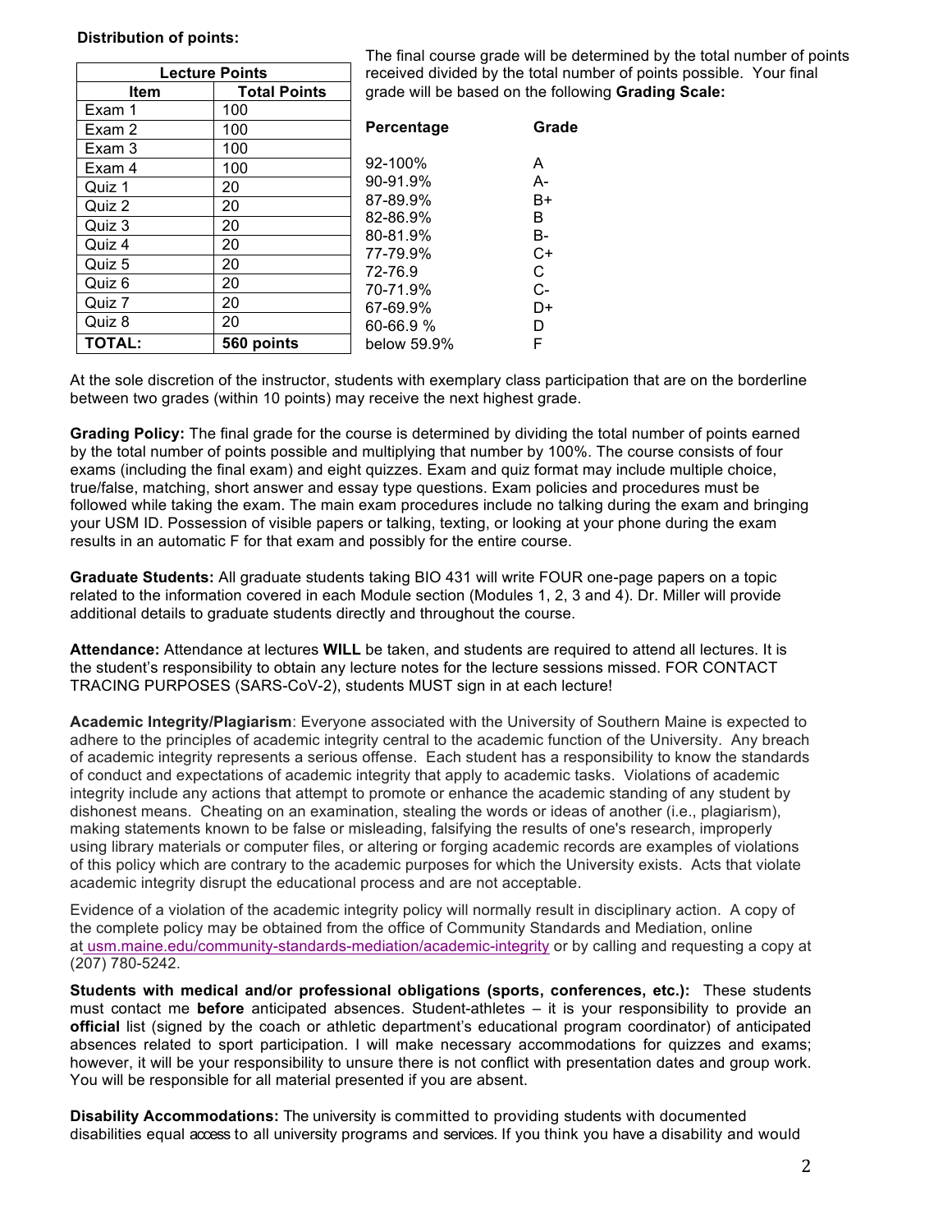**Distribution of points:**

| Lecture Points | |
|---|---|
| **Item** | **Total Points** |
| Exam 1 | 100 |
| Exam 2 | 100 |
| Exam 3 | 100 |
| Exam 4 | 100 |
| Quiz 1 | 20 |
| Quiz 2 | 20 |
| Quiz 3 | 20 |
| Quiz 4 | 20 |
| Quiz 5 | 20 |
| Quiz 6 | 20 |
| Quiz 7 | 20 |
| Quiz 8 | 20 |
| **TOTAL:** | **560 points** |

The final course grade will be determined by the total number of points received divided by the total number of points possible. Your final grade will be based on the following **Grading Scale:**

| **Percentage** | **Grade** |
|---|---|
| 92-100% | A |
| 90-91.9% | A- |
| 87-89.9% | B+ |
| 82-86.9% | B |
| 80-81.9% | B- |
| 77-79.9% | C+ |
| 72-76.9 | C |
| 70-71.9% | C- |
| 67-69.9% | D+ |
| 60-66.9 % | D |
| below 59.9% | F |

At the sole discretion of the instructor, students with exemplary class participation that are on the borderline between two grades (within 10 points) may receive the next highest grade.

**Grading Policy:** The final grade for the course is determined by dividing the total number of points earned by the total number of points possible and multiplying that number by 100%. The course consists of four exams (including the final exam) and eight quizzes. Exam and quiz format may include multiple choice, true/false, matching, short answer and essay type questions. Exam policies and procedures must be followed while taking the exam. The main exam procedures include no talking during the exam and bringing your USM ID. Possession of visible papers or talking, texting, or looking at your phone during the exam results in an automatic F for that exam and possibly for the entire course.

**Graduate Students:** All graduate students taking BIO 431 will write FOUR one-page papers on a topic related to the information covered in each Module section (Modules 1, 2, 3 and 4). Dr. Miller will provide additional details to graduate students directly and throughout the course.

**Attendance:** Attendance at lectures **WILL** be taken, and students are required to attend all lectures. It is the student's responsibility to obtain any lecture notes for the lecture sessions missed. FOR CONTACT TRACING PURPOSES (SARS-CoV-2), students MUST sign in at each lecture!

**Academic Integrity/Plagiarism**: Everyone associated with the University of Southern Maine is expected to adhere to the principles of academic integrity central to the academic function of the University. Any breach of academic integrity represents a serious offense. Each student has a responsibility to know the standards of conduct and expectations of academic integrity that apply to academic tasks. Violations of academic integrity include any actions that attempt to promote or enhance the academic standing of any student by dishonest means. Cheating on an examination, stealing the words or ideas of another (i.e., plagiarism), making statements known to be false or misleading, falsifying the results of one's research, improperly using library materials or computer files, or altering or forging academic records are examples of violations of this policy which are contrary to the academic purposes for which the University exists. Acts that violate academic integrity disrupt the educational process and are not acceptable.

Evidence of a violation of the academic integrity policy will normally result in disciplinary action. A copy of the complete policy may be obtained from the office of Community Standards and Mediation, online at usm.maine.edu/community-standards-mediation/academic-integrity or by calling and requesting a copy at (207) 780-5242.

**Students with medical and/or professional obligations (sports, conferences, etc.):** These students must contact me **before** anticipated absences. Student-athletes – it is your responsibility to provide an **official** list (signed by the coach or athletic department's educational program coordinator) of anticipated absences related to sport participation. I will make necessary accommodations for quizzes and exams; however, it will be your responsibility to unsure there is not conflict with presentation dates and group work. You will be responsible for all material presented if you are absent.

**Disability Accommodations:** The university is committed to providing students with documented disabilities equal access to all university programs and services. If you think you have a disability and would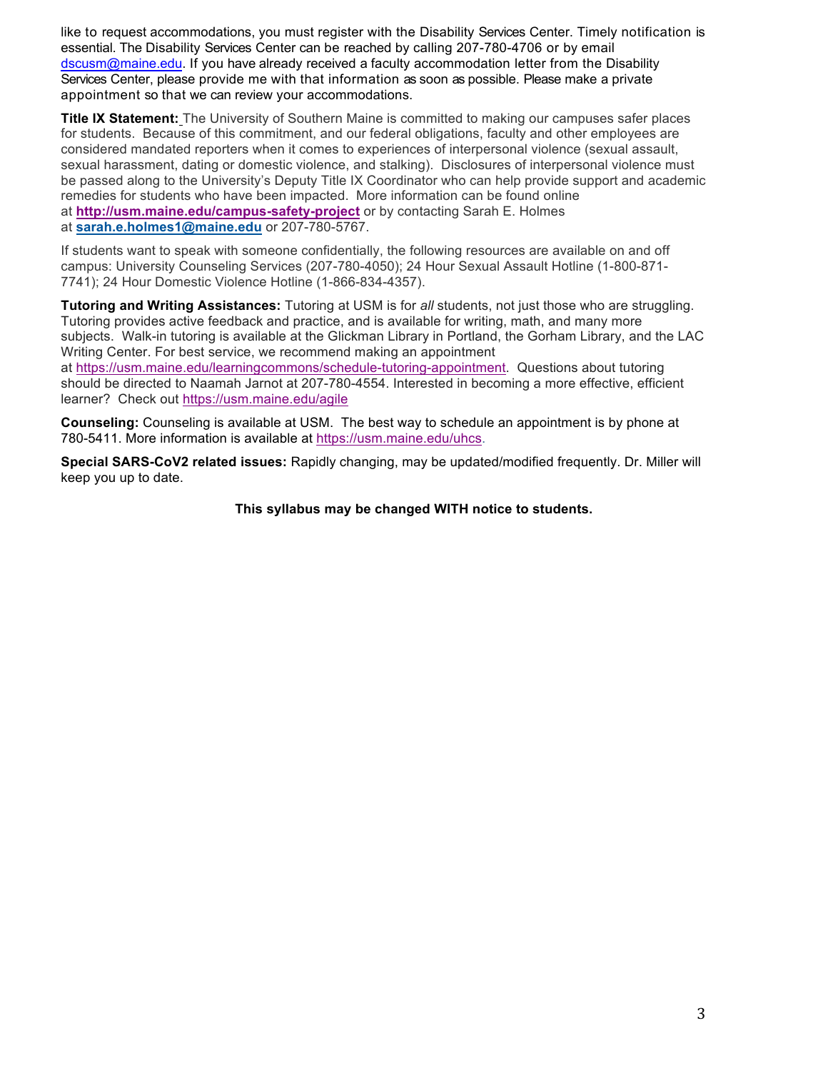like to request accommodations, you must register with the Disability Services Center. Timely notification is essential. The Disability Services Center can be reached by calling 207-780-4706 or by email dscusm@maine.edu. If you have already received a faculty accommodation letter from the Disability Services Center, please provide me with that information as soon as possible. Please make a private appointment so that we can review your accommodations.

**Title IX Statement:** The University of Southern Maine is committed to making our campuses safer places for students. Because of this commitment, and our federal obligations, faculty and other employees are considered mandated reporters when it comes to experiences of interpersonal violence (sexual assault, sexual harassment, dating or domestic violence, and stalking). Disclosures of interpersonal violence must be passed along to the University's Deputy Title IX Coordinator who can help provide support and academic remedies for students who have been impacted. More information can be found online at **http://usm.maine.edu/campus-safety-project** or by contacting Sarah E. Holmes at **sarah.e.holmes1@maine.edu** or 207-780-5767.

If students want to speak with someone confidentially, the following resources are available on and off campus: University Counseling Services (207-780-4050); 24 Hour Sexual Assault Hotline (1-800-871-7741); 24 Hour Domestic Violence Hotline (1-866-834-4357).

**Tutoring and Writing Assistances:** Tutoring at USM is for *all* students, not just those who are struggling. Tutoring provides active feedback and practice, and is available for writing, math, and many more subjects. Walk-in tutoring is available at the Glickman Library in Portland, the Gorham Library, and the LAC Writing Center. For best service, we recommend making an appointment at https://usm.maine.edu/learningcommons/schedule-tutoring-appointment. Questions about tutoring should be directed to Naamah Jarnot at 207-780-4554. Interested in becoming a more effective, efficient learner? Check out https://usm.maine.edu/agile

**Counseling:** Counseling is available at USM. The best way to schedule an appointment is by phone at 780-5411. More information is available at https://usm.maine.edu/uhcs.

**Special SARS-CoV2 related issues:** Rapidly changing, may be updated/modified frequently. Dr. Miller will keep you up to date.

**This syllabus may be changed WITH notice to students.**